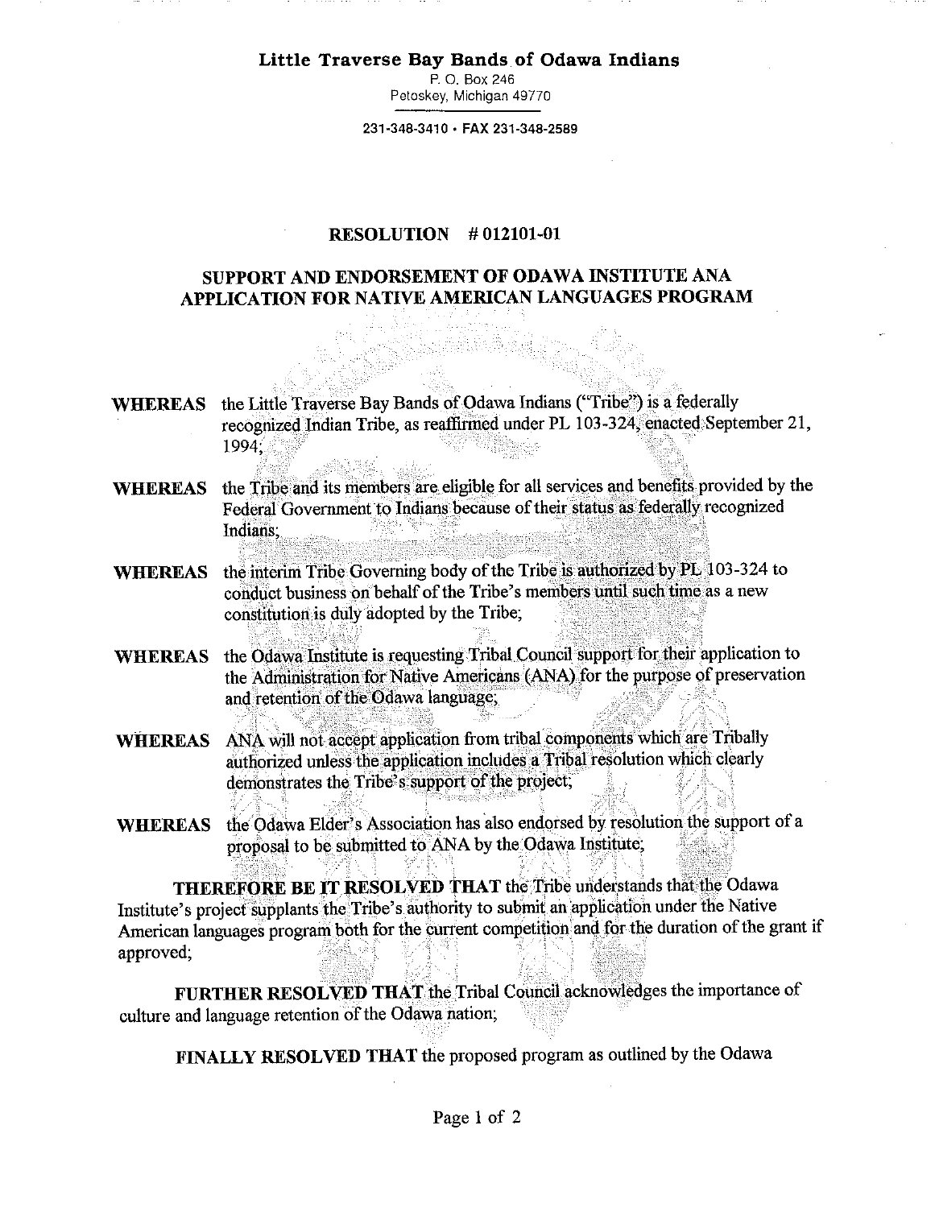**Little Traverse Bay Bands of Odawa Indians**
P. O. Box 246
Petoskey, Michigan 49770

231-348-3410 • FAX 231-348-2589

# RESOLUTION # 012101-01

## SUPPORT AND ENDORSEMENT OF ODAWA INSTITUTE ANA APPLICATION FOR NATIVE AMERICAN LANGUAGES PROGRAM

**WHEREAS** the Little Traverse Bay Bands of Odawa Indians ("Tribe") is a federally recognized Indian Tribe, as reaffirmed under PL 103-324, enacted September 21, 1994;

**WHEREAS** the Tribe and its members are eligible for all services and benefits provided by the Federal Government to Indians because of their status as federally recognized Indians;

**WHEREAS** the interim Tribe Governing body of the Tribe is authorized by PL 103-324 to conduct business on behalf of the Tribe's members until such time as a new constitution is duly adopted by the Tribe;

**WHEREAS** the Odawa Institute is requesting Tribal Council support for their application to the Administration for Native Americans (ANA) for the purpose of preservation and retention of the Odawa language;

**WHEREAS** ANA will not accept application from tribal components which are Tribally authorized unless the application includes a Tribal resolution which clearly demonstrates the Tribe's support of the project;

**WHEREAS** the Odawa Elder's Association has also endorsed by resolution the support of a proposal to be submitted to ANA by the Odawa Institute;

**THEREFORE BE IT RESOLVED THAT** the Tribe understands that the Odawa Institute's project supplants the Tribe's authority to submit an application under the Native American languages program both for the current competition and for the duration of the grant if approved;

**FURTHER RESOLVED THAT** the Tribal Council acknowledges the importance of culture and language retention of the Odawa nation;

**FINALLY RESOLVED THAT** the proposed program as outlined by the Odawa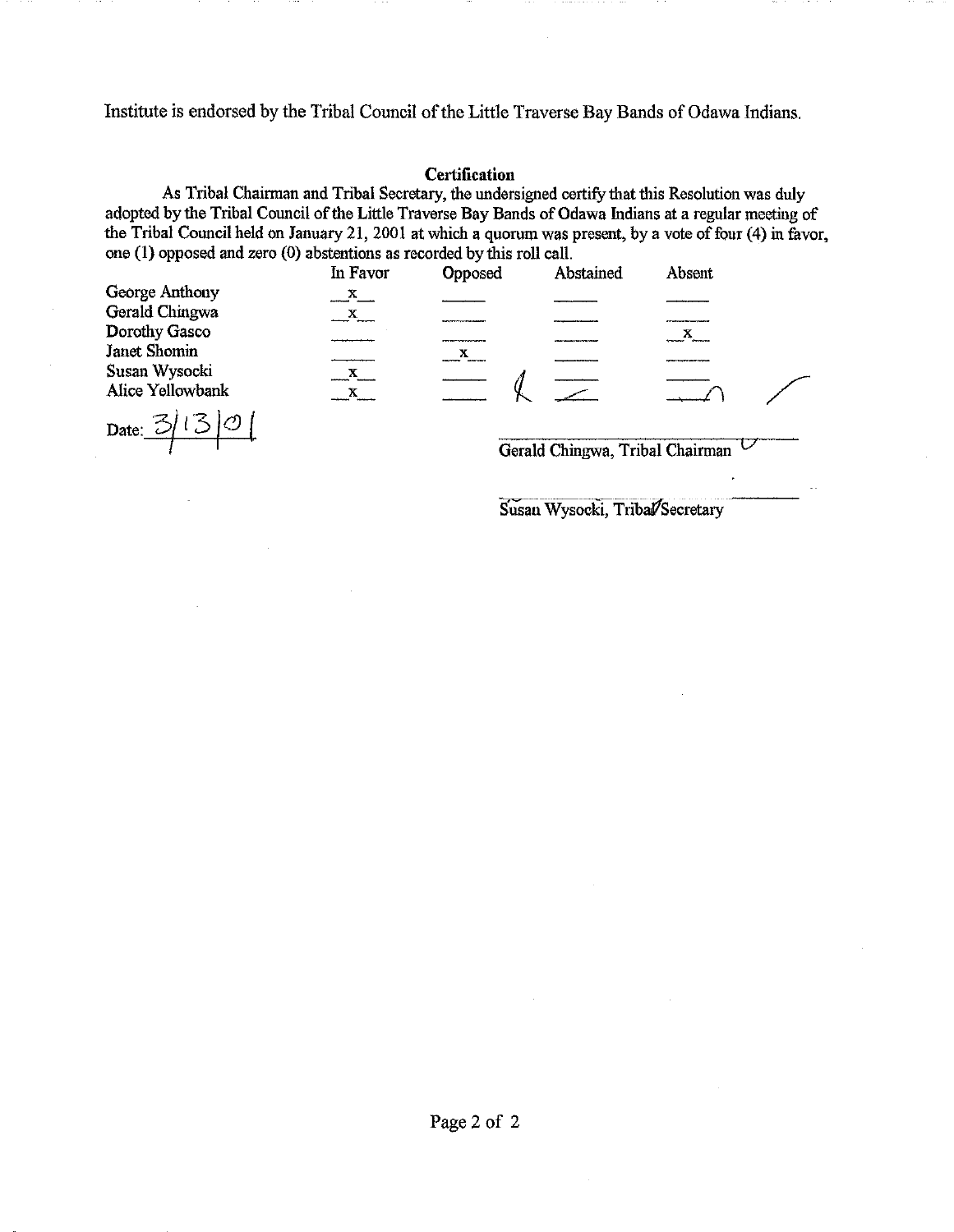Institute is endorsed by the Tribal Council of the Little Traverse Bay Bands of Odawa Indians.

**Certification**

As Tribal Chairman and Tribal Secretary, the undersigned certify that this Resolution was duly adopted by the Tribal Council of the Little Traverse Bay Bands of Odawa Indians at a regular meeting of the Tribal Council held on January 21, 2001 at which a quorum was present, by a vote of four (4) in favor, one (1) opposed and zero (0) abstentions as recorded by this roll call.

| | In Favor | Opposed | Abstained | Absent |
|---|---|---|---|---|
| George Anthony | x | | | |
| Gerald Chingwa | x | | | |
| Dorothy Gasco | | | | x |
| Janet Shomin | | x | | |
| Susan Wysocki | x | | | |
| Alice Yellowbank | x | | | |

Date: 3/13/01

Gerald Chingwa, Tribal Chairman

Susan Wysocki, Tribal Secretary